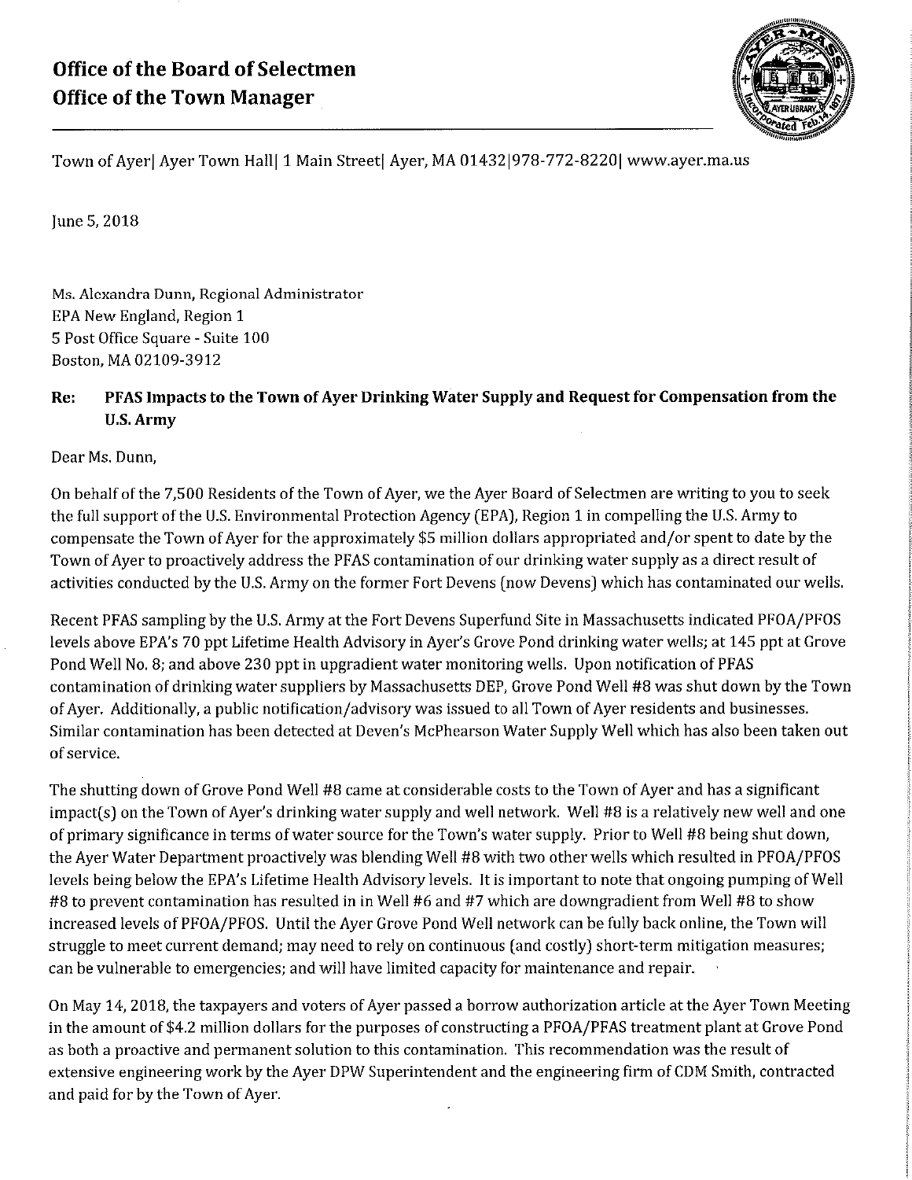# Office of the Board of Selectmen
# Office of the Town Manager

Town of Ayer| Ayer Town Hall| 1 Main Street| Ayer, MA 01432|978-772-8220| www.ayer.ma.us

June 5, 2018

Ms. Alexandra Dunn, Regional Administrator
EPA New England, Region 1
5 Post Office Square - Suite 100
Boston, MA 02109-3912

**Re: PFAS Impacts to the Town of Ayer Drinking Water Supply and Request for Compensation from the U.S. Army**

Dear Ms. Dunn,

On behalf of the 7,500 Residents of the Town of Ayer, we the Ayer Board of Selectmen are writing to you to seek the full support of the U.S. Environmental Protection Agency (EPA), Region 1 in compelling the U.S. Army to compensate the Town of Ayer for the approximately $5 million dollars appropriated and/or spent to date by the Town of Ayer to proactively address the PFAS contamination of our drinking water supply as a direct result of activities conducted by the U.S. Army on the former Fort Devens (now Devens) which has contaminated our wells.

Recent PFAS sampling by the U.S. Army at the Fort Devens Superfund Site in Massachusetts indicated PFOA/PFOS levels above EPA's 70 ppt Lifetime Health Advisory in Ayer's Grove Pond drinking water wells; at 145 ppt at Grove Pond Well No. 8; and above 230 ppt in upgradient water monitoring wells. Upon notification of PFAS contamination of drinking water suppliers by Massachusetts DEP, Grove Pond Well #8 was shut down by the Town of Ayer. Additionally, a public notification/advisory was issued to all Town of Ayer residents and businesses. Similar contamination has been detected at Deven's McPhearson Water Supply Well which has also been taken out of service.

The shutting down of Grove Pond Well #8 came at considerable costs to the Town of Ayer and has a significant impact(s) on the Town of Ayer's drinking water supply and well network. Well #8 is a relatively new well and one of primary significance in terms of water source for the Town's water supply. Prior to Well #8 being shut down, the Ayer Water Department proactively was blending Well #8 with two other wells which resulted in PFOA/PFOS levels being below the EPA's Lifetime Health Advisory levels. It is important to note that ongoing pumping of Well #8 to prevent contamination has resulted in in Well #6 and #7 which are downgradient from Well #8 to show increased levels of PFOA/PFOS. Until the Ayer Grove Pond Well network can be fully back online, the Town will struggle to meet current demand; may need to rely on continuous (and costly) short-term mitigation measures; can be vulnerable to emergencies; and will have limited capacity for maintenance and repair.

On May 14, 2018, the taxpayers and voters of Ayer passed a borrow authorization article at the Ayer Town Meeting in the amount of $4.2 million dollars for the purposes of constructing a PFOA/PFAS treatment plant at Grove Pond as both a proactive and permanent solution to this contamination. This recommendation was the result of extensive engineering work by the Ayer DPW Superintendent and the engineering firm of CDM Smith, contracted and paid for by the Town of Ayer.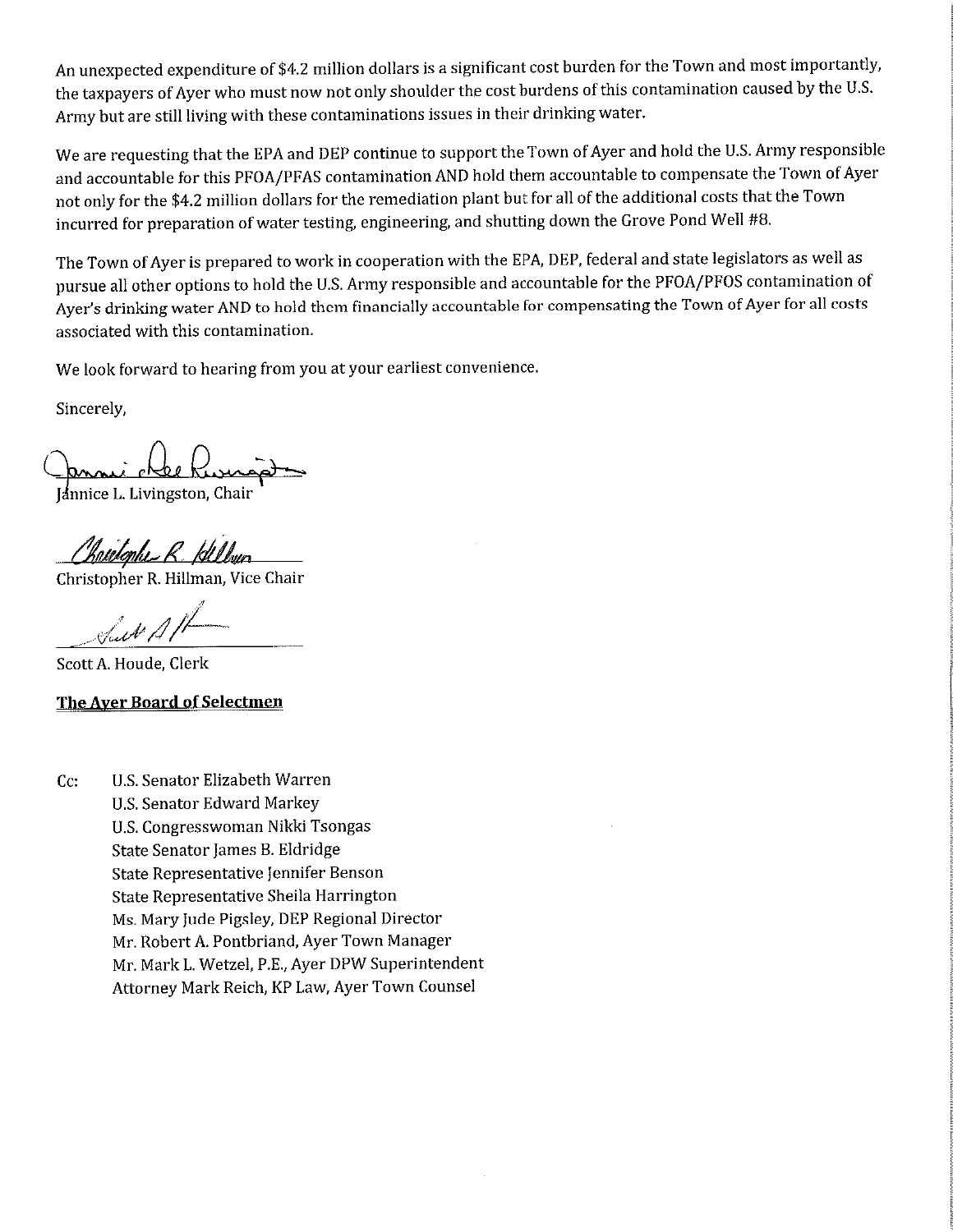An unexpected expenditure of $4.2 million dollars is a significant cost burden for the Town and most importantly, the taxpayers of Ayer who must now not only shoulder the cost burdens of this contamination caused by the U.S. Army but are still living with these contaminations issues in their drinking water.

We are requesting that the EPA and DEP continue to support the Town of Ayer and hold the U.S. Army responsible and accountable for this PFOA/PFAS contamination AND hold them accountable to compensate the Town of Ayer not only for the $4.2 million dollars for the remediation plant but for all of the additional costs that the Town incurred for preparation of water testing, engineering, and shutting down the Grove Pond Well #8.

The Town of Ayer is prepared to work in cooperation with the EPA, DEP, federal and state legislators as well as pursue all other options to hold the U.S. Army responsible and accountable for the PFOA/PFOS contamination of Ayer's drinking water AND to hold them financially accountable for compensating the Town of Ayer for all costs associated with this contamination.

We look forward to hearing from you at your earliest convenience.

Sincerely,

Jannice L. Livingston, Chair

Christopher R. Hillman, Vice Chair

Scott A. Houde, Clerk

**The Ayer Board of Selectmen**

Cc: U.S. Senator Elizabeth Warren
U.S. Senator Edward Markey
U.S. Congresswoman Nikki Tsongas
State Senator James B. Eldridge
State Representative Jennifer Benson
State Representative Sheila Harrington
Ms. Mary Jude Pigsley, DEP Regional Director
Mr. Robert A. Pontbriand, Ayer Town Manager
Mr. Mark L. Wetzel, P.E., Ayer DPW Superintendent
Attorney Mark Reich, KP Law, Ayer Town Counsel